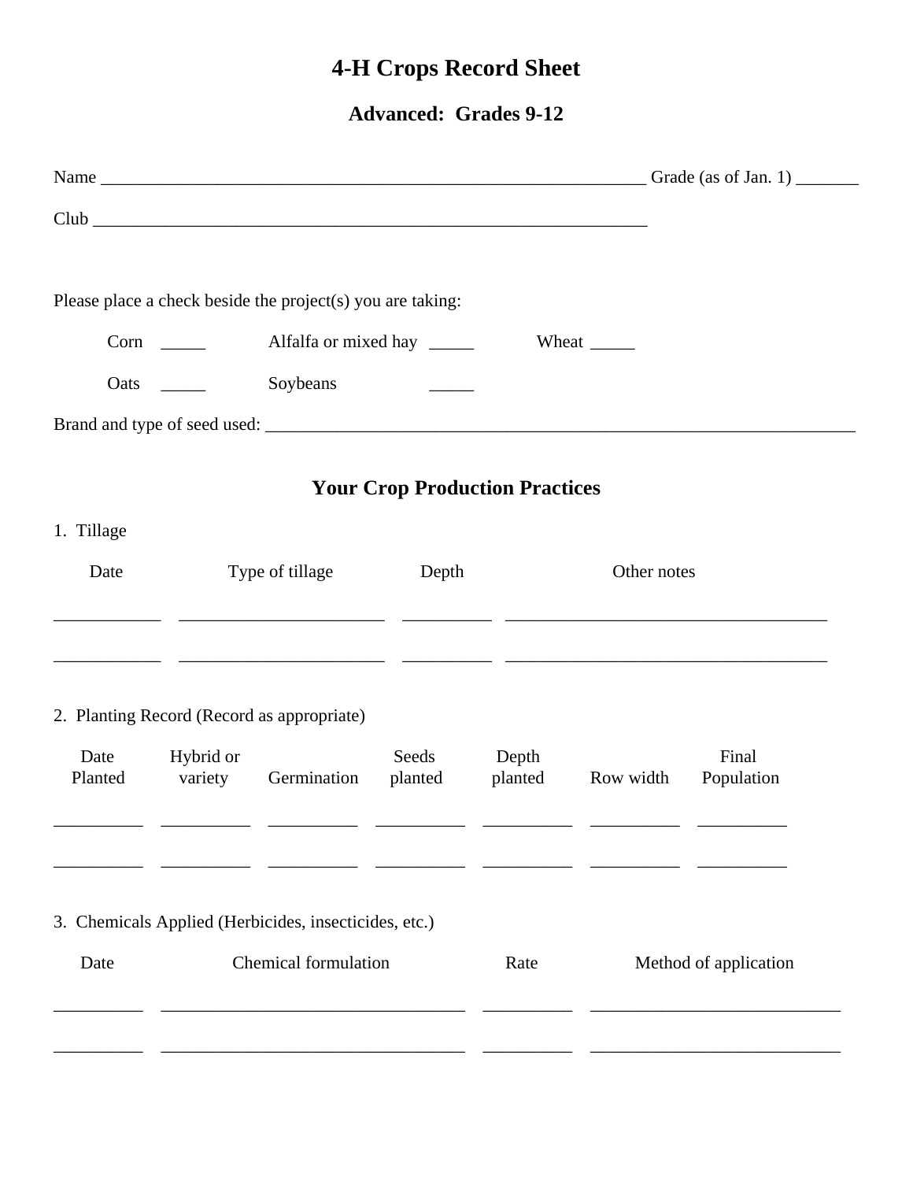# 4-H Crops Record Sheet

## Advanced: Grades 9-12

Name _______________________________________________________________ Grade (as of Jan. 1) _______

Club _______________________________________________________________

Please place a check beside the project(s) you are taking:

Corn _____ Alfalfa or mixed hay _____ Wheat _____

Oats _____ Soybeans _____

Brand and type of seed used: ______________________________________________________________________

## Your Crop Production Practices

1. Tillage

| Date | Type of tillage | Depth | Other notes |
|---|---|---|---|
| | | | |
| | | | |

2. Planting Record (Record as appropriate)

| Date Planted | Hybrid or variety | Germination | Seeds planted | Depth planted | Row width | Final Population |
|---|---|---|---|---|---|---|
| | | | | | | |
| | | | | | | |

3. Chemicals Applied (Herbicides, insecticides, etc.)

| Date | Chemical formulation | Rate | Method of application |
|---|---|---|---|
| | | | |
| | | | |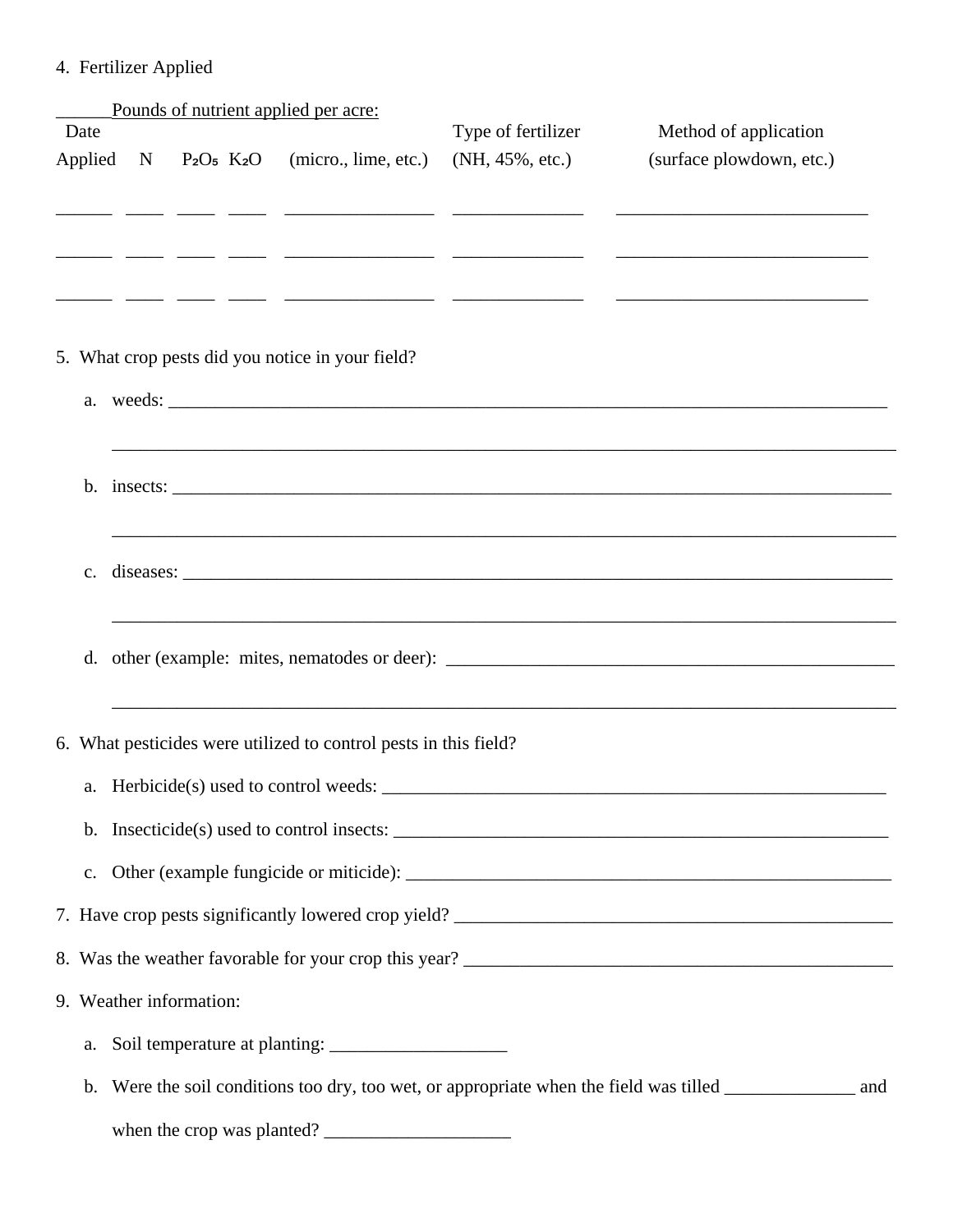4. Fertilizer Applied

______Pounds of nutrient applied per acre:

| Date Applied | N | $P_2O_5$ | $K_2O$ | (micro., lime, etc.) | Type of fertilizer (NH, 45%, etc.) | Method of application (surface plowdown, etc.) |
|---|---|---|---|---|---|---|
| ______ | ____ | ____ | ____ | ________________ | ______________ | ___________________________ |
| ______ | ____ | ____ | ____ | ________________ | ______________ | ___________________________ |
| ______ | ____ | ____ | ____ | ________________ | ______________ | ___________________________ |

5. What crop pests did you notice in your field?

   a. weeds: ______________________________________________________________________________

   ________________________________________________________________________________

   b. insects: _____________________________________________________________________________

   ________________________________________________________________________________

   c. diseases: ____________________________________________________________________________

   ________________________________________________________________________________

   d. other (example: mites, nematodes or deer): ______________________________________________

   ________________________________________________________________________________

6. What pesticides were utilized to control pests in this field?

   a. Herbicide(s) used to control weeds: ___________________________________________________

   b. Insecticide(s) used to control insects: _________________________________________________

   c. Other (example fungicide or miticide): _________________________________________________

7. Have crop pests significantly lowered crop yield? _________________________________________________

8. Was the weather favorable for your crop this year? _______________________________________________

9. Weather information:

   a. Soil temperature at planting: ___________________

   b. Were the soil conditions too dry, too wet, or appropriate when the field was tilled ______________ and when the crop was planted? ____________________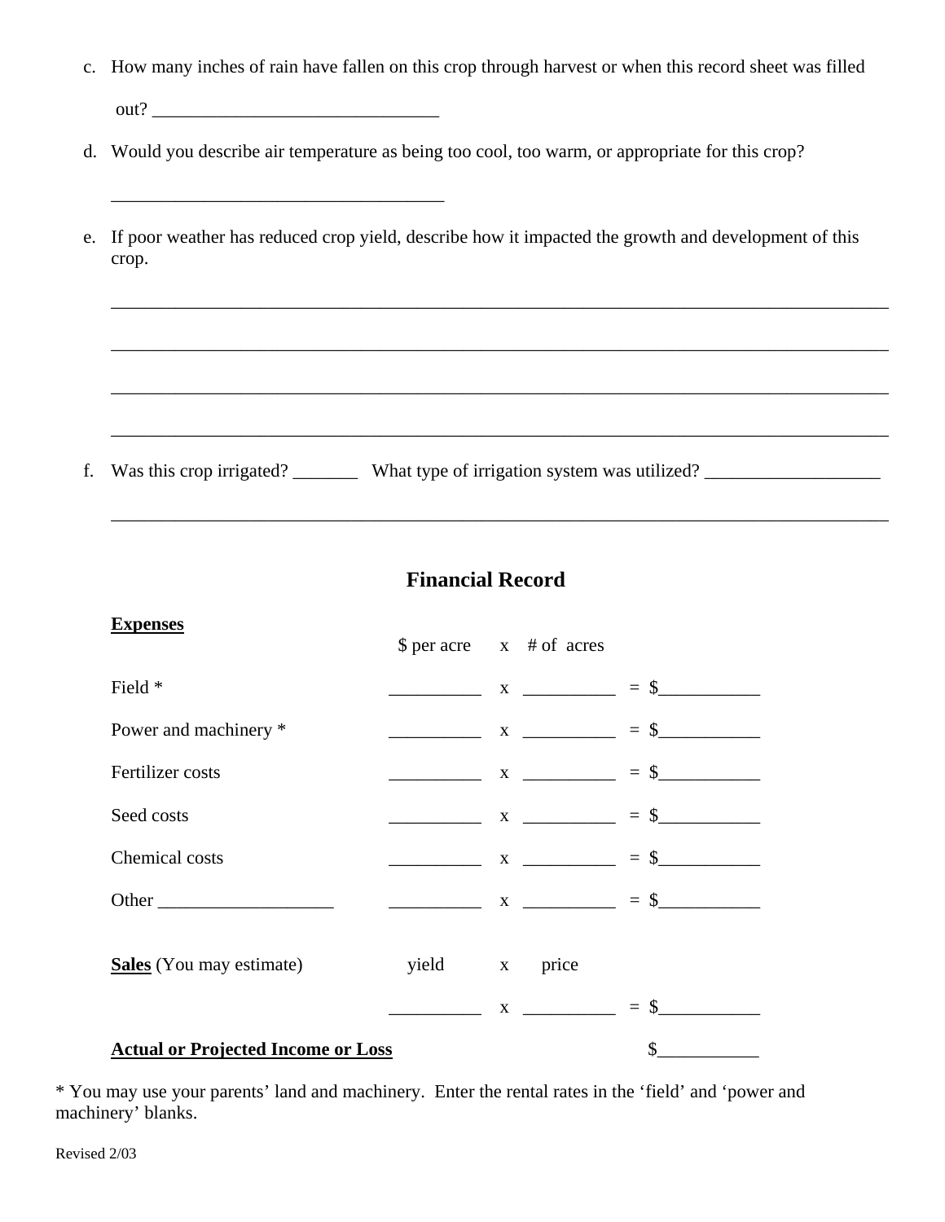c. How many inches of rain have fallen on this crop through harvest or when this record sheet was filled out? _______________________________

d. Would you describe air temperature as being too cool, too warm, or appropriate for this crop?

____________________________________

e. If poor weather has reduced crop yield, describe how it impacted the growth and development of this crop.

_____________________________________________________________________________________

_____________________________________________________________________________________

_____________________________________________________________________________________

_____________________________________________________________________________________

f. Was this crop irrigated? _______ What type of irrigation system was utilized? ___________________

_____________________________________________________________________________________

## Financial Record

| **Expenses** | $ per acre | x | # of acres | | |
|---|---|---|---|---|---|
| Field * | __________ | x | __________ | = | $___________ |
| Power and machinery * | __________ | x | __________ | = | $___________ |
| Fertilizer costs | __________ | x | __________ | = | $___________ |
| Seed costs | __________ | x | __________ | = | $___________ |
| Chemical costs | __________ | x | __________ | = | $___________ |
| Other ___________________ | __________ | x | __________ | = | $___________ |
| **Sales** (You may estimate) | yield | x | price | | |
| | __________ | x | __________ | = | $___________ |
| **Actual or Projected Income or Loss** | | | | | $___________ |

* You may use your parents' land and machinery. Enter the rental rates in the 'field' and 'power and machinery' blanks.

Revised 2/03